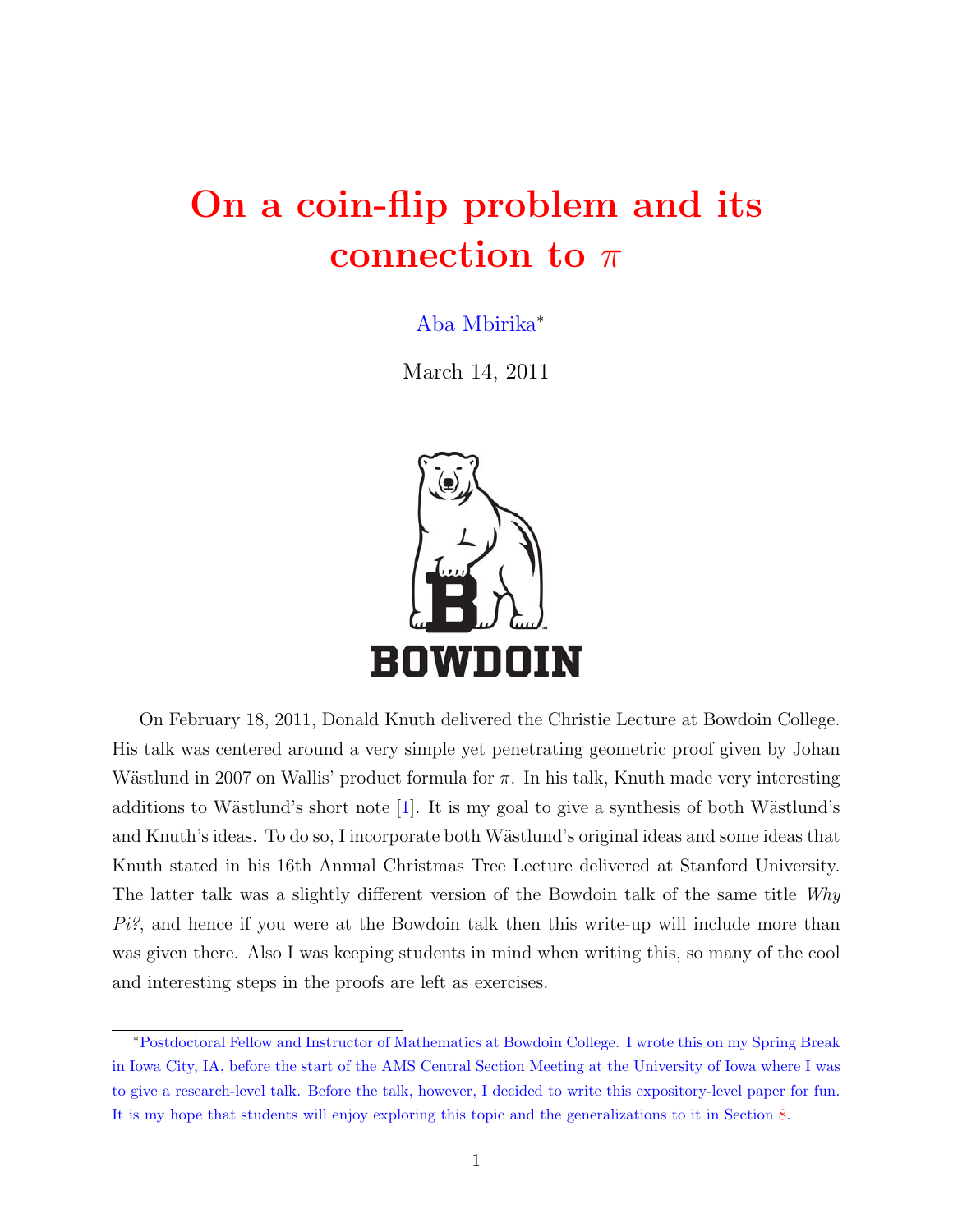# On a coin-flip problem and its connection to $\pi$

Aba Mbirika*

March 14, 2011

On February 18, 2011, Donald Knuth delivered the Christie Lecture at Bowdoin College. His talk was centered around a very simple yet penetrating geometric proof given by Johan Wästlund in 2007 on Wallis' product formula for $\pi$. In his talk, Knuth made very interesting additions to Wästlund's short note [1]. It is my goal to give a synthesis of both Wästlund's and Knuth's ideas. To do so, I incorporate both Wästlund's original ideas and some ideas that Knuth stated in his 16th Annual Christmas Tree Lecture delivered at Stanford University. The latter talk was a slightly different version of the Bowdoin talk of the same title *Why Pi?*, and hence if you were at the Bowdoin talk then this write-up will include more than was given there. Also I was keeping students in mind when writing this, so many of the cool and interesting steps in the proofs are left as exercises.

*Postdoctoral Fellow and Instructor of Mathematics at Bowdoin College. I wrote this on my Spring Break in Iowa City, IA, before the start of the AMS Central Section Meeting at the University of Iowa where I was to give a research-level talk. Before the talk, however, I decided to write this expository-level paper for fun. It is my hope that students will enjoy exploring this topic and the generalizations to it in Section 8.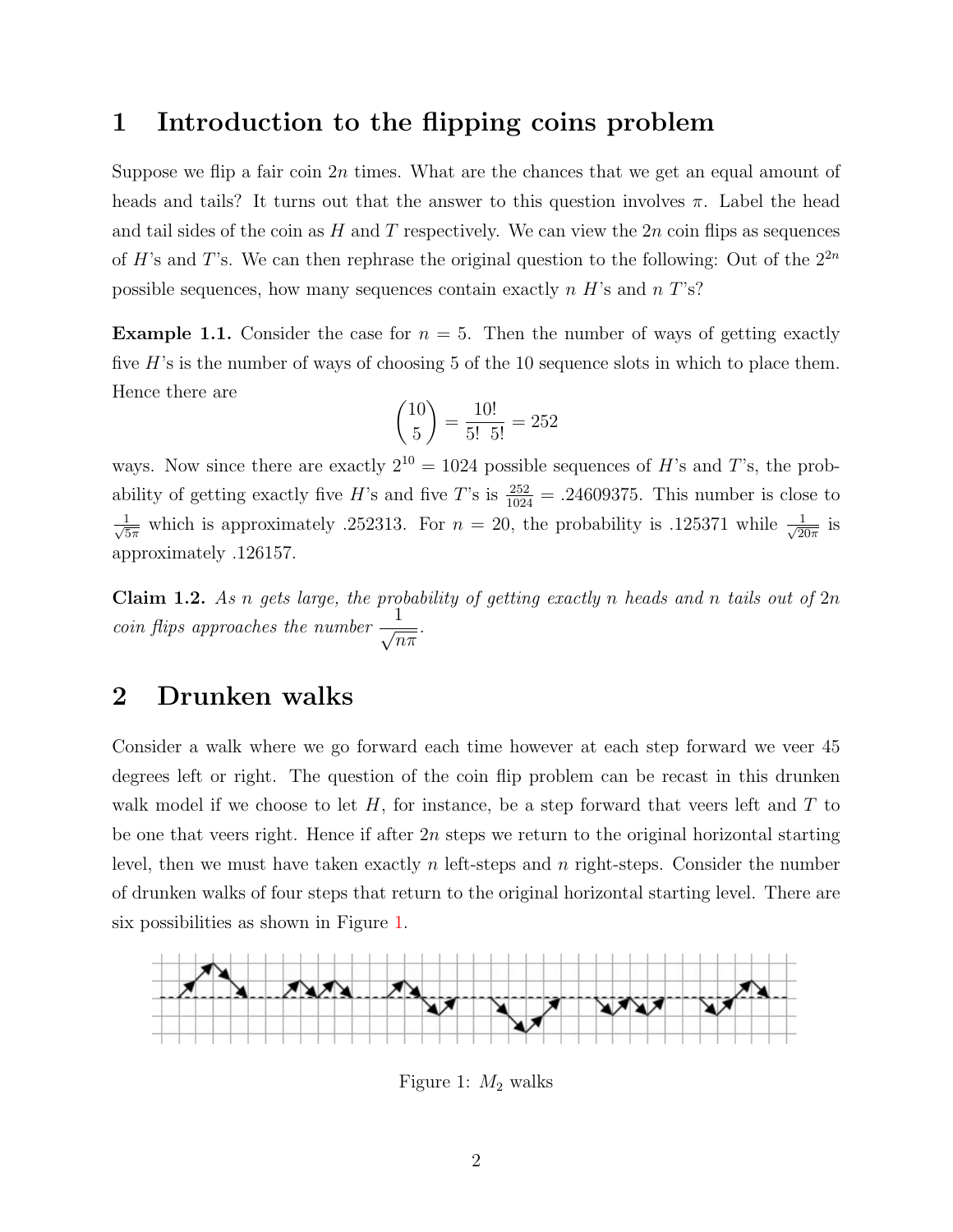# 1 Introduction to the flipping coins problem

Suppose we flip a fair coin $2n$ times. What are the chances that we get an equal amount of heads and tails? It turns out that the answer to this question involves $\pi$. Label the head and tail sides of the coin as $H$ and $T$ respectively. We can view the $2n$ coin flips as sequences of $H$'s and $T$'s. We can then rephrase the original question to the following: Out of the $2^{2n}$ possible sequences, how many sequences contain exactly $n$ $H$'s and $n$ $T$'s?

**Example 1.1.** Consider the case for $n = 5$. Then the number of ways of getting exactly five $H$'s is the number of ways of choosing 5 of the 10 sequence slots in which to place them. Hence there are

$$\binom{10}{5} = \frac{10!}{5!\ 5!} = 252$$

ways. Now since there are exactly $2^{10} = 1024$ possible sequences of $H$'s and $T$'s, the probability of getting exactly five $H$'s and five $T$'s is $\frac{252}{1024} = .24609375$. This number is close to $\frac{1}{\sqrt{5\pi}}$ which is approximately .252313. For $n = 20$, the probability is .125371 while $\frac{1}{\sqrt{20\pi}}$ is approximately .126157.

**Claim 1.2.** *As $n$ gets large, the probability of getting exactly $n$ heads and $n$ tails out of $2n$ coin flips approaches the number* $\dfrac{1}{\sqrt{n\pi}}$.

# 2 Drunken walks

Consider a walk where we go forward each time however at each step forward we veer 45 degrees left or right. The question of the coin flip problem can be recast in this drunken walk model if we choose to let $H$, for instance, be a step forward that veers left and $T$ to be one that veers right. Hence if after $2n$ steps we return to the original horizontal starting level, then we must have taken exactly $n$ left-steps and $n$ right-steps. Consider the number of drunken walks of four steps that return to the original horizontal starting level. There are six possibilities as shown in Figure 1.

Figure 1: $M_2$ walks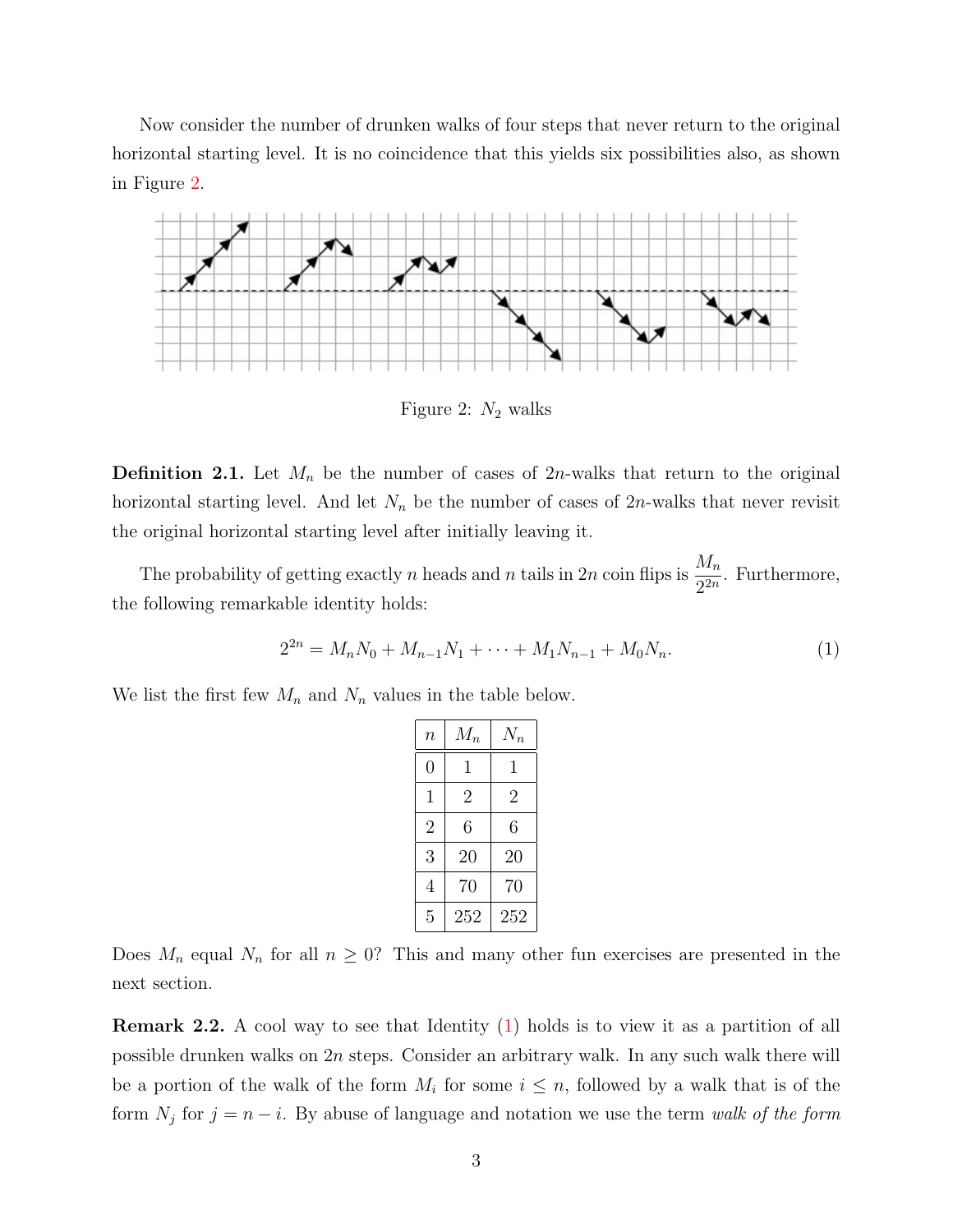Now consider the number of drunken walks of four steps that never return to the original horizontal starting level. It is no coincidence that this yields six possibilities also, as shown in Figure 2.

Figure 2: $N_2$ walks

**Definition 2.1.** Let $M_n$ be the number of cases of $2n$-walks that return to the original horizontal starting level. And let $N_n$ be the number of cases of $2n$-walks that never revisit the original horizontal starting level after initially leaving it.

The probability of getting exactly $n$ heads and $n$ tails in $2n$ coin flips is $\frac{M_n}{2^{2n}}$. Furthermore, the following remarkable identity holds:

$$2^{2n} = M_n N_0 + M_{n-1} N_1 + \cdots + M_1 N_{n-1} + M_0 N_n. \tag{1}$$

We list the first few $M_n$ and $N_n$ values in the table below.

| $n$ | $M_n$ | $N_n$ |
|---|---|---|
| 0 | 1 | 1 |
| 1 | 2 | 2 |
| 2 | 6 | 6 |
| 3 | 20 | 20 |
| 4 | 70 | 70 |
| 5 | 252 | 252 |

Does $M_n$ equal $N_n$ for all $n \geq 0$? This and many other fun exercises are presented in the next section.

**Remark 2.2.** A cool way to see that Identity (1) holds is to view it as a partition of all possible drunken walks on $2n$ steps. Consider an arbitrary walk. In any such walk there will be a portion of the walk of the form $M_i$ for some $i \leq n$, followed by a walk that is of the form $N_j$ for $j = n - i$. By abuse of language and notation we use the term *walk of the form*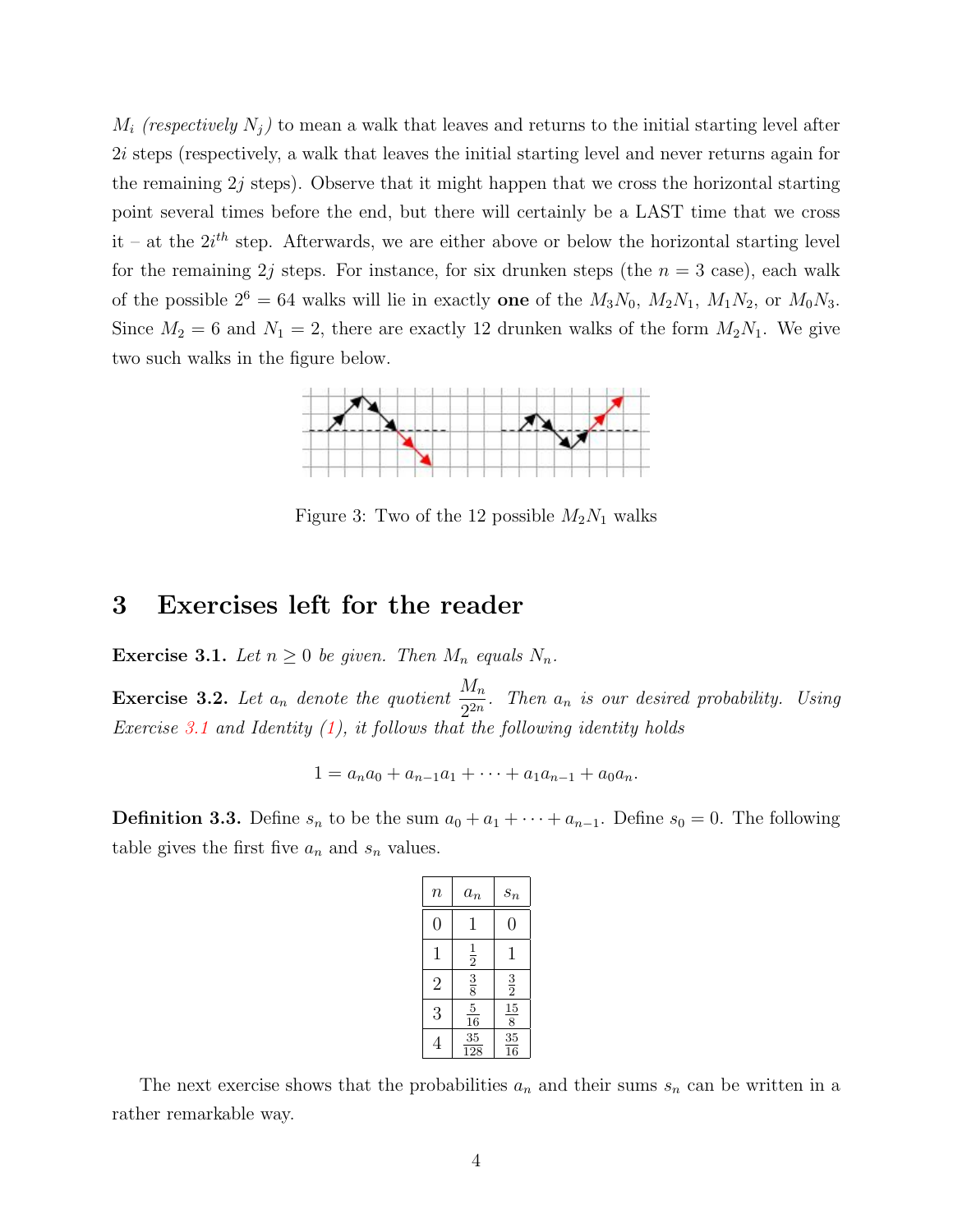$M_i$ *(respectively $N_j$)* to mean a walk that leaves and returns to the initial starting level after $2i$ steps (respectively, a walk that leaves the initial starting level and never returns again for the remaining $2j$ steps). Observe that it might happen that we cross the horizontal starting point several times before the end, but there will certainly be a LAST time that we cross it – at the $2i^{th}$ step. Afterwards, we are either above or below the horizontal starting level for the remaining $2j$ steps. For instance, for six drunken steps (the $n = 3$ case), each walk of the possible $2^6 = 64$ walks will lie in exactly **one** of the $M_3N_0$, $M_2N_1$, $M_1N_2$, or $M_0N_3$. Since $M_2 = 6$ and $N_1 = 2$, there are exactly 12 drunken walks of the form $M_2N_1$. We give two such walks in the figure below.

Figure 3: Two of the 12 possible $M_2N_1$ walks

## 3 Exercises left for the reader

**Exercise 3.1.** *Let $n \geq 0$ be given. Then $M_n$ equals $N_n$.*

**Exercise 3.2.** *Let $a_n$ denote the quotient $\dfrac{M_n}{2^{2n}}$. Then $a_n$ is our desired probability. Using Exercise 3.1 and Identity (1), it follows that the following identity holds*

$$1 = a_n a_0 + a_{n-1} a_1 + \cdots + a_1 a_{n-1} + a_0 a_n.$$

**Definition 3.3.** Define $s_n$ to be the sum $a_0 + a_1 + \cdots + a_{n-1}$. Define $s_0 = 0$. The following table gives the first five $a_n$ and $s_n$ values.

| $n$ | $a_n$ | $s_n$ |
|---|---|---|
| 0 | 1 | 0 |
| 1 | $\frac{1}{2}$ | 1 |
| 2 | $\frac{3}{8}$ | $\frac{3}{2}$ |
| 3 | $\frac{5}{16}$ | $\frac{15}{8}$ |
| 4 | $\frac{35}{128}$ | $\frac{35}{16}$ |

The next exercise shows that the probabilities $a_n$ and their sums $s_n$ can be written in a rather remarkable way.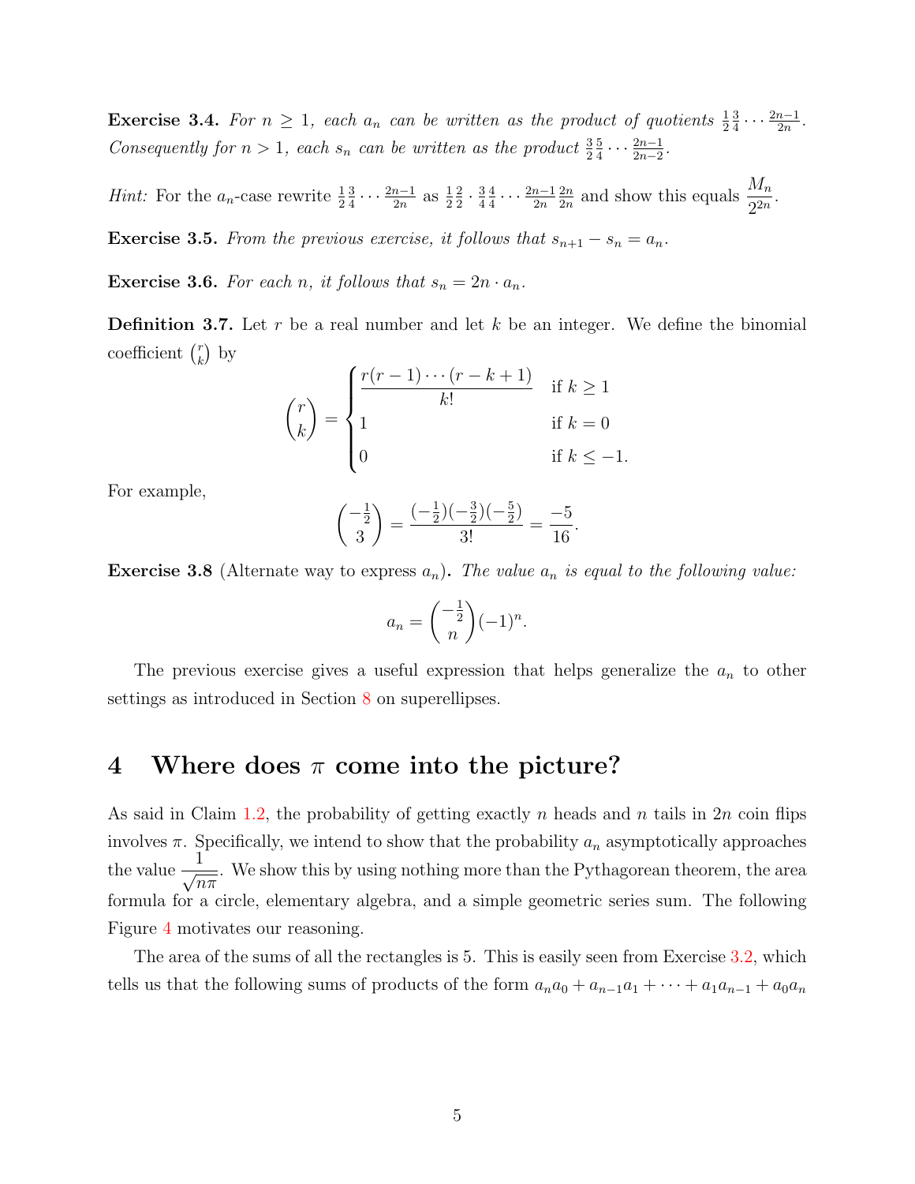**Exercise 3.4.** *For $n \geq 1$, each $a_n$ can be written as the product of quotients $\frac{1}{2}\frac{3}{4}\cdots\frac{2n-1}{2n}$. Consequently for $n > 1$, each $s_n$ can be written as the product $\frac{3}{2}\frac{5}{4}\cdots\frac{2n-1}{2n-2}$.*

*Hint:* For the $a_n$-case rewrite $\frac{1}{2}\frac{3}{4}\cdots\frac{2n-1}{2n}$ as $\frac{1}{2}\frac{2}{2}\cdot\frac{3}{4}\frac{4}{4}\cdots\frac{2n-1}{2n}\frac{2n}{2n}$ and show this equals $\dfrac{M_n}{2^{2n}}$.

**Exercise 3.5.** *From the previous exercise, it follows that $s_{n+1} - s_n = a_n$.*

**Exercise 3.6.** *For each $n$, it follows that $s_n = 2n \cdot a_n$.*

**Definition 3.7.** Let $r$ be a real number and let $k$ be an integer. We define the binomial coefficient $\binom{r}{k}$ by

$$\binom{r}{k} = \begin{cases} \dfrac{r(r-1)\cdots(r-k+1)}{k!} & \text{if } k \geq 1 \\ 1 & \text{if } k = 0 \\ 0 & \text{if } k \leq -1. \end{cases}$$

For example,

$$\binom{-\frac{1}{2}}{3} = \frac{(-\frac{1}{2})(-\frac{3}{2})(-\frac{5}{2})}{3!} = \frac{-5}{16}.$$

**Exercise 3.8** (Alternate way to express $a_n$)**.** *The value $a_n$ is equal to the following value:*

$$a_n = \binom{-\frac{1}{2}}{n}(-1)^n.$$

The previous exercise gives a useful expression that helps generalize the $a_n$ to other settings as introduced in Section 8 on superellipses.

## 4 Where does $\pi$ come into the picture?

As said in Claim 1.2, the probability of getting exactly $n$ heads and $n$ tails in $2n$ coin flips involves $\pi$. Specifically, we intend to show that the probability $a_n$ asymptotically approaches the value $\dfrac{1}{\sqrt{n\pi}}$. We show this by using nothing more than the Pythagorean theorem, the area formula for a circle, elementary algebra, and a simple geometric series sum. The following Figure 4 motivates our reasoning.

The area of the sums of all the rectangles is 5. This is easily seen from Exercise 3.2, which tells us that the following sums of products of the form $a_n a_0 + a_{n-1}a_1 + \cdots + a_1 a_{n-1} + a_0 a_n$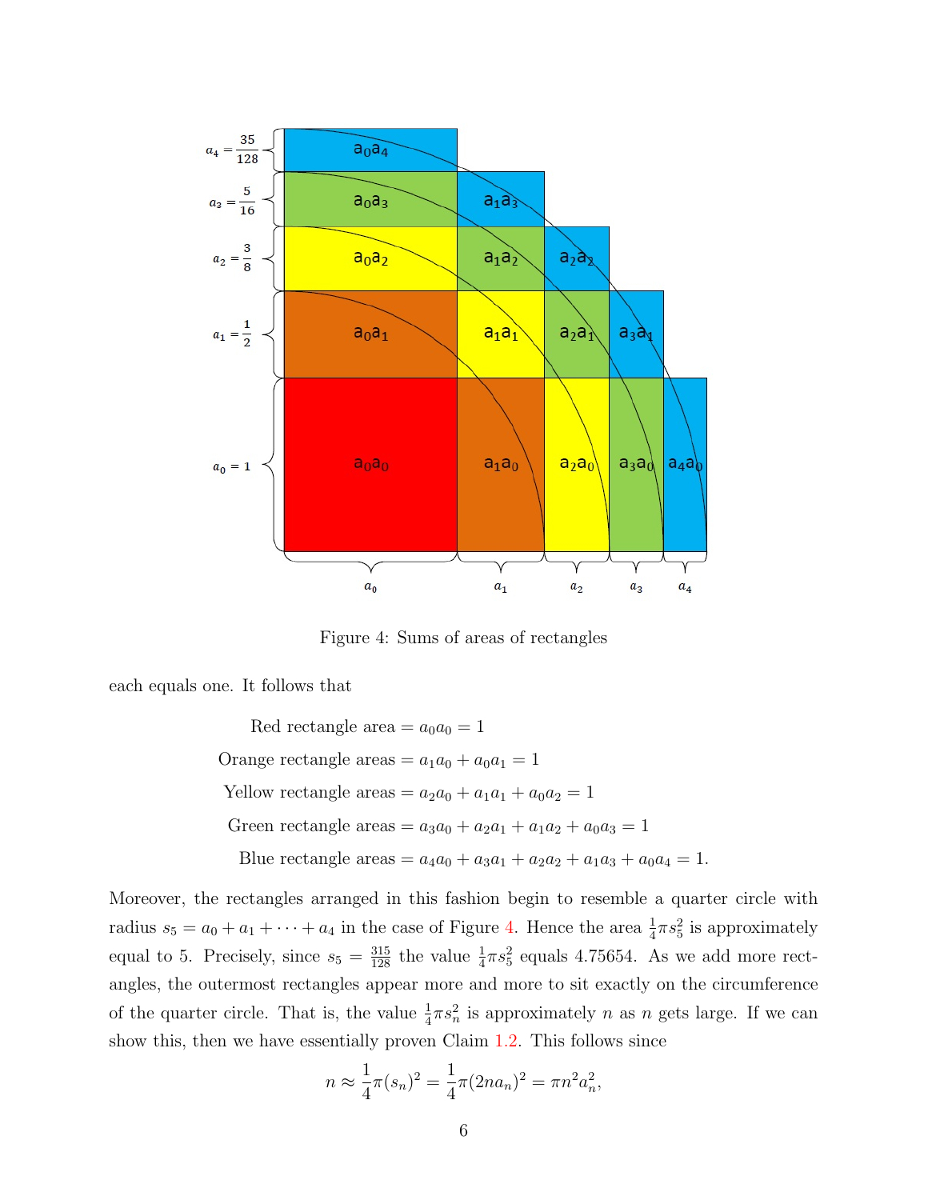Figure 4: Sums of areas of rectangles

each equals one. It follows that

$$
\begin{aligned}
\text{Red rectangle area} &= a_0a_0 = 1 \\
\text{Orange rectangle areas} &= a_1a_0 + a_0a_1 = 1 \\
\text{Yellow rectangle areas} &= a_2a_0 + a_1a_1 + a_0a_2 = 1 \\
\text{Green rectangle areas} &= a_3a_0 + a_2a_1 + a_1a_2 + a_0a_3 = 1 \\
\text{Blue rectangle areas} &= a_4a_0 + a_3a_1 + a_2a_2 + a_1a_3 + a_0a_4 = 1.
\end{aligned}
$$

Moreover, the rectangles arranged in this fashion begin to resemble a quarter circle with radius $s_5 = a_0 + a_1 + \cdots + a_4$ in the case of Figure 4. Hence the area $\frac{1}{4}\pi s_5^2$ is approximately equal to 5. Precisely, since $s_5 = \frac{315}{128}$ the value $\frac{1}{4}\pi s_5^2$ equals 4.75654. As we add more rectangles, the outermost rectangles appear more and more to sit exactly on the circumference of the quarter circle. That is, the value $\frac{1}{4}\pi s_n^2$ is approximately $n$ as $n$ gets large. If we can show this, then we have essentially proven Claim 1.2. This follows since

$$
n \approx \frac{1}{4}\pi(s_n)^2 = \frac{1}{4}\pi(2na_n)^2 = \pi n^2 a_n^2,
$$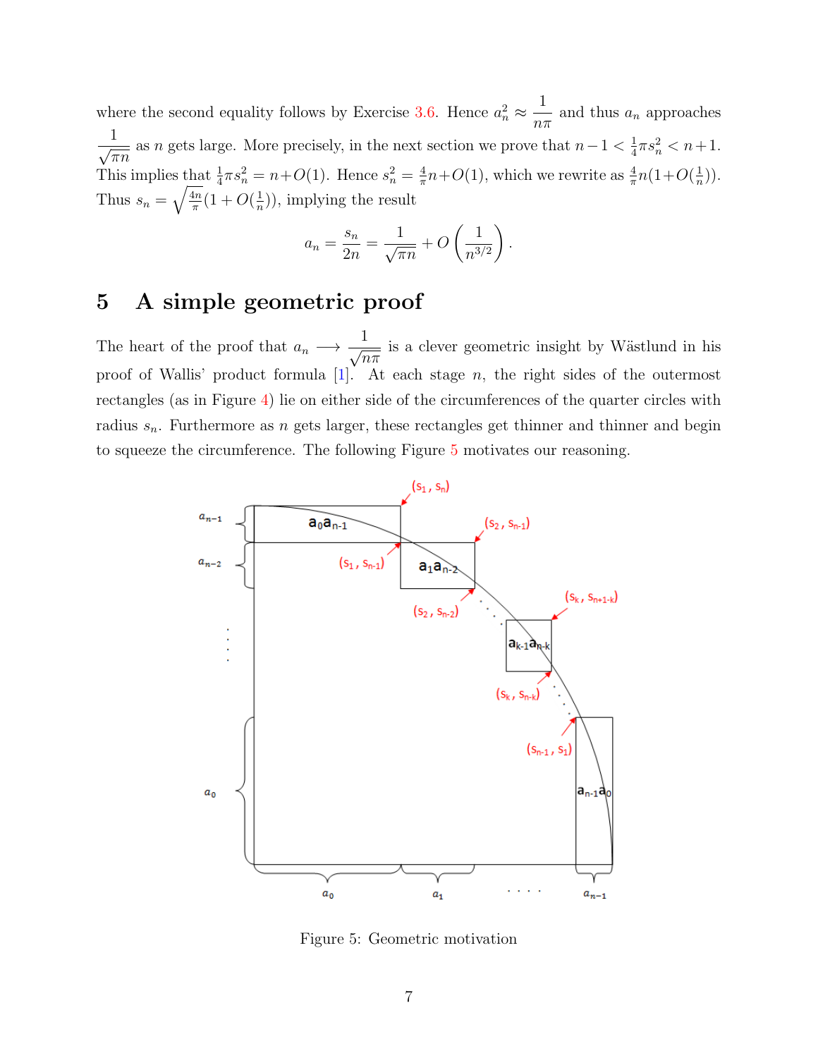where the second equality follows by Exercise 3.6. Hence $a_n^2 \approx \dfrac{1}{n\pi}$ and thus $a_n$ approaches $\dfrac{1}{\sqrt{\pi n}}$ as $n$ gets large. More precisely, in the next section we prove that $n-1 < \frac{1}{4}\pi s_n^2 < n+1$. This implies that $\frac{1}{4}\pi s_n^2 = n + O(1)$. Hence $s_n^2 = \frac{4}{\pi}n + O(1)$, which we rewrite as $\frac{4}{\pi}n(1+O(\frac{1}{n}))$. Thus $s_n = \sqrt{\frac{4n}{\pi}}(1+O(\frac{1}{n}))$, implying the result

$$a_n = \frac{s_n}{2n} = \frac{1}{\sqrt{\pi n}} + O\left(\frac{1}{n^{3/2}}\right).$$

# 5 A simple geometric proof

The heart of the proof that $a_n \longrightarrow \dfrac{1}{\sqrt{n\pi}}$ is a clever geometric insight by Wästlund in his proof of Wallis' product formula [1]. At each stage $n$, the right sides of the outermost rectangles (as in Figure 4) lie on either side of the circumferences of the quarter circles with radius $s_n$. Furthermore as $n$ gets larger, these rectangles get thinner and thinner and begin to squeeze the circumference. The following Figure 5 motivates our reasoning.

Figure 5: Geometric motivation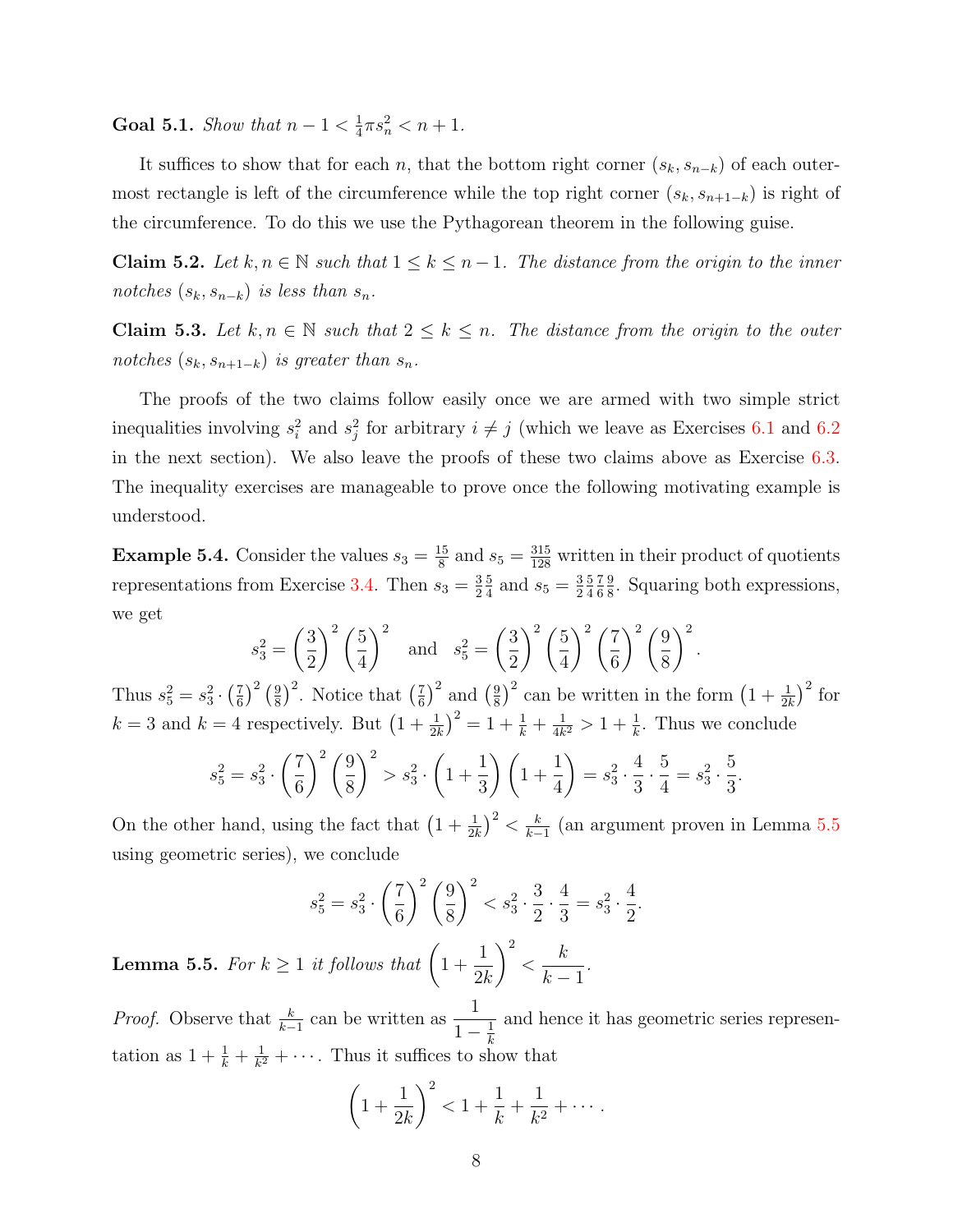**Goal 5.1.** *Show that $n - 1 < \frac{1}{4}\pi s_n^2 < n + 1$.*

It suffices to show that for each $n$, that the bottom right corner $(s_k, s_{n-k})$ of each outermost rectangle is left of the circumference while the top right corner $(s_k, s_{n+1-k})$ is right of the circumference. To do this we use the Pythagorean theorem in the following guise.

**Claim 5.2.** *Let $k, n \in \mathbb{N}$ such that $1 \leq k \leq n-1$. The distance from the origin to the inner notches $(s_k, s_{n-k})$ is less than $s_n$.*

**Claim 5.3.** *Let $k, n \in \mathbb{N}$ such that $2 \leq k \leq n$. The distance from the origin to the outer notches $(s_k, s_{n+1-k})$ is greater than $s_n$.*

The proofs of the two claims follow easily once we are armed with two simple strict inequalities involving $s_i^2$ and $s_j^2$ for arbitrary $i \neq j$ (which we leave as Exercises 6.1 and 6.2 in the next section). We also leave the proofs of these two claims above as Exercise 6.3. The inequality exercises are manageable to prove once the following motivating example is understood.

**Example 5.4.** Consider the values $s_3 = \frac{15}{8}$ and $s_5 = \frac{315}{128}$ written in their product of quotients representations from Exercise 3.4. Then $s_3 = \frac{3}{2}\frac{5}{4}$ and $s_5 = \frac{3}{2}\frac{5}{4}\frac{7}{6}\frac{9}{8}$. Squaring both expressions, we get

$$s_3^2 = \left(\frac{3}{2}\right)^2 \left(\frac{5}{4}\right)^2 \quad \text{and} \quad s_5^2 = \left(\frac{3}{2}\right)^2 \left(\frac{5}{4}\right)^2 \left(\frac{7}{6}\right)^2 \left(\frac{9}{8}\right)^2.$$

Thus $s_5^2 = s_3^2 \cdot \left(\frac{7}{6}\right)^2 \left(\frac{9}{8}\right)^2$. Notice that $\left(\frac{7}{6}\right)^2$ and $\left(\frac{9}{8}\right)^2$ can be written in the form $\left(1 + \frac{1}{2k}\right)^2$ for $k = 3$ and $k = 4$ respectively. But $\left(1 + \frac{1}{2k}\right)^2 = 1 + \frac{1}{k} + \frac{1}{4k^2} > 1 + \frac{1}{k}$. Thus we conclude

$$s_5^2 = s_3^2 \cdot \left(\frac{7}{6}\right)^2 \left(\frac{9}{8}\right)^2 > s_3^2 \cdot \left(1 + \frac{1}{3}\right)\left(1 + \frac{1}{4}\right) = s_3^2 \cdot \frac{4}{3} \cdot \frac{5}{4} = s_3^2 \cdot \frac{5}{3}.$$

On the other hand, using the fact that $\left(1 + \frac{1}{2k}\right)^2 < \frac{k}{k-1}$ (an argument proven in Lemma 5.5 using geometric series), we conclude

$$s_5^2 = s_3^2 \cdot \left(\frac{7}{6}\right)^2 \left(\frac{9}{8}\right)^2 < s_3^2 \cdot \frac{3}{2} \cdot \frac{4}{3} = s_3^2 \cdot \frac{4}{2}.$$

**Lemma 5.5.** *For $k \geq 1$ it follows that $\left(1 + \dfrac{1}{2k}\right)^2 < \dfrac{k}{k-1}$.*

*Proof.* Observe that $\frac{k}{k-1}$ can be written as $\dfrac{1}{1 - \frac{1}{k}}$ and hence it has geometric series representation as $1 + \frac{1}{k} + \frac{1}{k^2} + \cdots$. Thus it suffices to show that

$$\left(1 + \frac{1}{2k}\right)^2 < 1 + \frac{1}{k} + \frac{1}{k^2} + \cdots.$$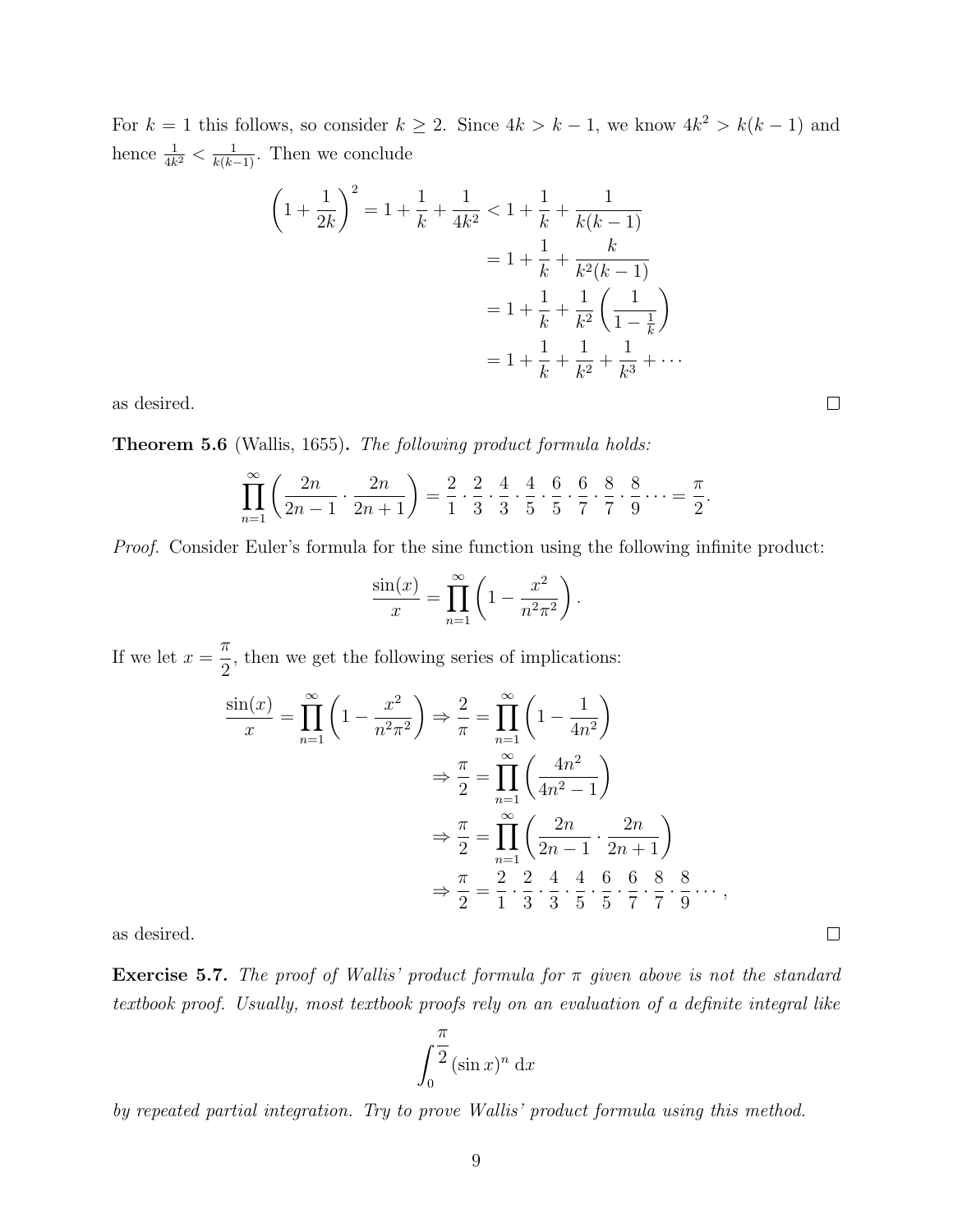For $k = 1$ this follows, so consider $k \geq 2$. Since $4k > k - 1$, we know $4k^2 > k(k-1)$ and hence $\frac{1}{4k^2} < \frac{1}{k(k-1)}$. Then we conclude

$$
\begin{aligned}
\left(1 + \frac{1}{2k}\right)^2 = 1 + \frac{1}{k} + \frac{1}{4k^2} &< 1 + \frac{1}{k} + \frac{1}{k(k-1)} \\
&= 1 + \frac{1}{k} + \frac{k}{k^2(k-1)} \\
&= 1 + \frac{1}{k} + \frac{1}{k^2}\left(\frac{1}{1 - \frac{1}{k}}\right) \\
&= 1 + \frac{1}{k} + \frac{1}{k^2} + \frac{1}{k^3} + \cdots
\end{aligned}
$$

as desired. □

**Theorem 5.6** (Wallis, 1655)**.** *The following product formula holds:*

$$\prod_{n=1}^{\infty}\left(\frac{2n}{2n-1} \cdot \frac{2n}{2n+1}\right) = \frac{2}{1} \cdot \frac{2}{3} \cdot \frac{4}{3} \cdot \frac{4}{5} \cdot \frac{6}{5} \cdot \frac{6}{7} \cdot \frac{8}{7} \cdot \frac{8}{9} \cdots = \frac{\pi}{2}.$$

*Proof.* Consider Euler's formula for the sine function using the following infinite product:

$$\frac{\sin(x)}{x} = \prod_{n=1}^{\infty}\left(1 - \frac{x^2}{n^2\pi^2}\right).$$

If we let $x = \dfrac{\pi}{2}$, then we get the following series of implications:

$$
\begin{aligned}
\frac{\sin(x)}{x} = \prod_{n=1}^{\infty}\left(1 - \frac{x^2}{n^2\pi^2}\right) &\Rightarrow \frac{2}{\pi} = \prod_{n=1}^{\infty}\left(1 - \frac{1}{4n^2}\right) \\
&\Rightarrow \frac{\pi}{2} = \prod_{n=1}^{\infty}\left(\frac{4n^2}{4n^2 - 1}\right) \\
&\Rightarrow \frac{\pi}{2} = \prod_{n=1}^{\infty}\left(\frac{2n}{2n-1} \cdot \frac{2n}{2n+1}\right) \\
&\Rightarrow \frac{\pi}{2} = \frac{2}{1} \cdot \frac{2}{3} \cdot \frac{4}{3} \cdot \frac{4}{5} \cdot \frac{6}{5} \cdot \frac{6}{7} \cdot \frac{8}{7} \cdot \frac{8}{9} \cdots,
\end{aligned}
$$

as desired. □

**Exercise 5.7.** *The proof of Wallis' product formula for $\pi$ given above is not the standard textbook proof. Usually, most textbook proofs rely on an evaluation of a definite integral like*

$$\int_0^{\frac{\pi}{2}} (\sin x)^n \, \mathrm{d}x$$

*by repeated partial integration. Try to prove Wallis' product formula using this method.*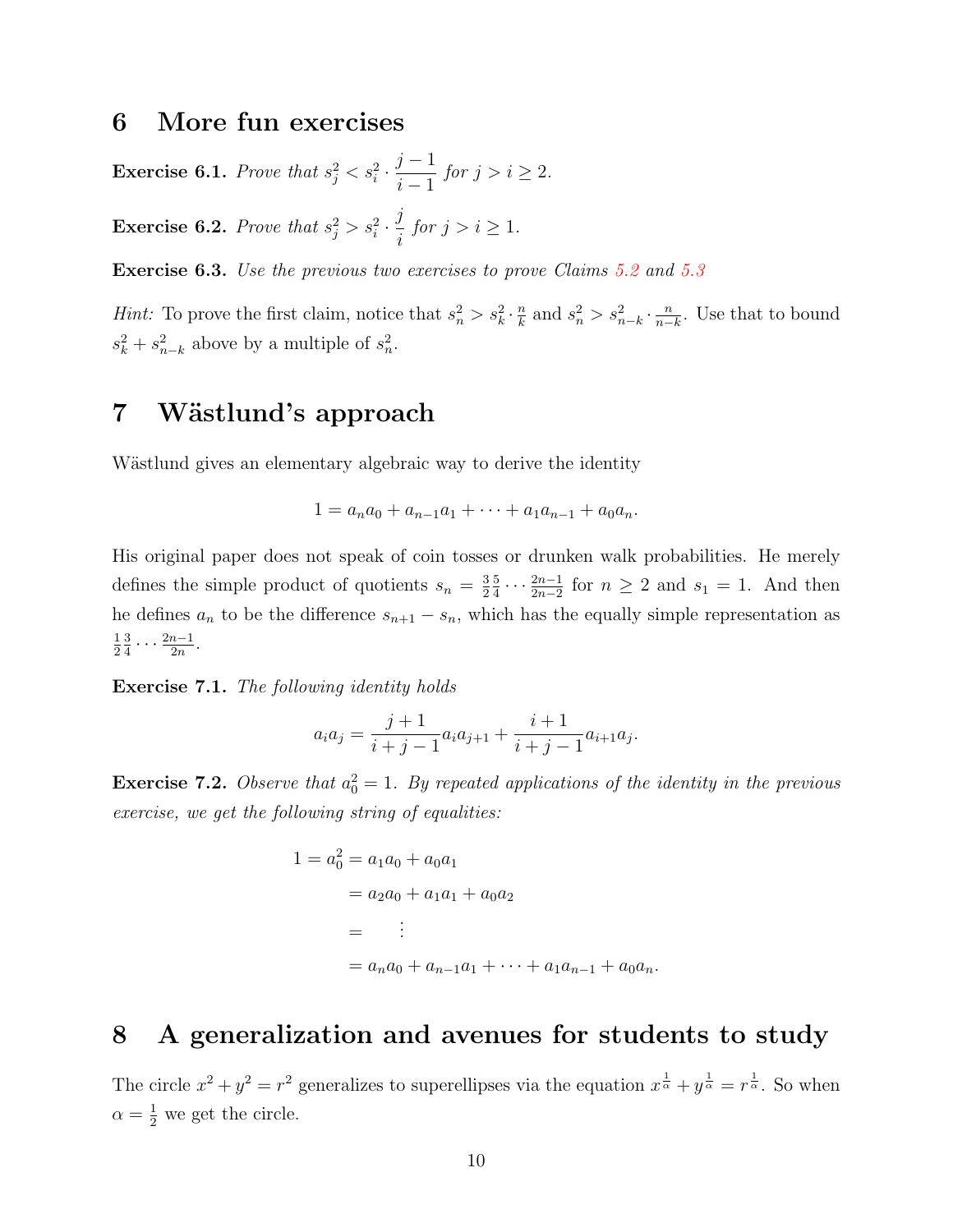## 6 More fun exercises

**Exercise 6.1.** *Prove that* $s_j^2 < s_i^2 \cdot \dfrac{j-1}{i-1}$ *for* $j > i \geq 2$.

**Exercise 6.2.** *Prove that* $s_j^2 > s_i^2 \cdot \dfrac{j}{i}$ *for* $j > i \geq 1$.

**Exercise 6.3.** *Use the previous two exercises to prove Claims 5.2 and 5.3*

*Hint:* To prove the first claim, notice that $s_n^2 > s_k^2 \cdot \frac{n}{k}$ and $s_n^2 > s_{n-k}^2 \cdot \frac{n}{n-k}$. Use that to bound $s_k^2 + s_{n-k}^2$ above by a multiple of $s_n^2$.

## 7 Wästlund's approach

Wästlund gives an elementary algebraic way to derive the identity

$$1 = a_n a_0 + a_{n-1} a_1 + \cdots + a_1 a_{n-1} + a_0 a_n.$$

His original paper does not speak of coin tosses or drunken walk probabilities. He merely defines the simple product of quotients $s_n = \frac{3}{2}\frac{5}{4}\cdots\frac{2n-1}{2n-2}$ for $n \geq 2$ and $s_1 = 1$. And then he defines $a_n$ to be the difference $s_{n+1} - s_n$, which has the equally simple representation as $\frac{1}{2}\frac{3}{4}\cdots\frac{2n-1}{2n}$.

**Exercise 7.1.** *The following identity holds*

$$a_i a_j = \frac{j+1}{i+j-1} a_i a_{j+1} + \frac{i+1}{i+j-1} a_{i+1} a_j.$$

**Exercise 7.2.** *Observe that* $a_0^2 = 1$. *By repeated applications of the identity in the previous exercise, we get the following string of equalities:*

$$\begin{aligned}
1 = a_0^2 &= a_1 a_0 + a_0 a_1 \\
&= a_2 a_0 + a_1 a_1 + a_0 a_2 \\
&= \quad \vdots \\
&= a_n a_0 + a_{n-1} a_1 + \cdots + a_1 a_{n-1} + a_0 a_n.
\end{aligned}$$

## 8 A generalization and avenues for students to study

The circle $x^2 + y^2 = r^2$ generalizes to superellipses via the equation $x^{\frac{1}{\alpha}} + y^{\frac{1}{\alpha}} = r^{\frac{1}{\alpha}}$. So when $\alpha = \frac{1}{2}$ we get the circle.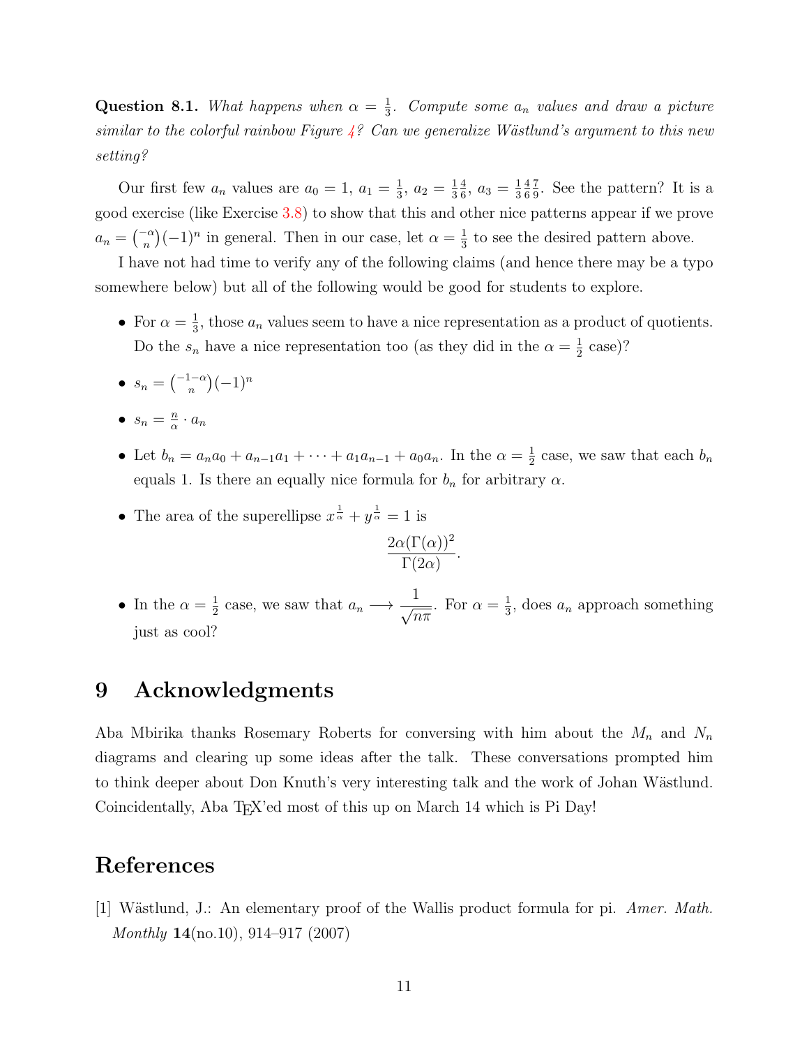**Question 8.1.** *What happens when $\alpha = \frac{1}{3}$. Compute some $a_n$ values and draw a picture similar to the colorful rainbow Figure 4? Can we generalize Wästlund's argument to this new setting?*

Our first few $a_n$ values are $a_0 = 1$, $a_1 = \frac{1}{3}$, $a_2 = \frac{1}{3}\frac{4}{6}$, $a_3 = \frac{1}{3}\frac{4}{6}\frac{7}{9}$. See the pattern? It is a good exercise (like Exercise 3.8) to show that this and other nice patterns appear if we prove $a_n = \binom{-\alpha}{n}(-1)^n$ in general. Then in our case, let $\alpha = \frac{1}{3}$ to see the desired pattern above.

I have not had time to verify any of the following claims (and hence there may be a typo somewhere below) but all of the following would be good for students to explore.

- For $\alpha = \frac{1}{3}$, those $a_n$ values seem to have a nice representation as a product of quotients. Do the $s_n$ have a nice representation too (as they did in the $\alpha = \frac{1}{2}$ case)?
- $s_n = \binom{-1-\alpha}{n}(-1)^n$
- $s_n = \frac{n}{\alpha} \cdot a_n$
- Let $b_n = a_n a_0 + a_{n-1}a_1 + \cdots + a_1 a_{n-1} + a_0 a_n$. In the $\alpha = \frac{1}{2}$ case, we saw that each $b_n$ equals 1. Is there an equally nice formula for $b_n$ for arbitrary $\alpha$.
- The area of the superellipse $x^{\frac{1}{\alpha}} + y^{\frac{1}{\alpha}} = 1$ is
$$\frac{2\alpha(\Gamma(\alpha))^2}{\Gamma(2\alpha)}.$$
- In the $\alpha = \frac{1}{2}$ case, we saw that $a_n \longrightarrow \dfrac{1}{\sqrt{n\pi}}$. For $\alpha = \frac{1}{3}$, does $a_n$ approach something just as cool?

# 9 Acknowledgments

Aba Mbirika thanks Rosemary Roberts for conversing with him about the $M_n$ and $N_n$ diagrams and clearing up some ideas after the talk. These conversations prompted him to think deeper about Don Knuth's very interesting talk and the work of Johan Wästlund. Coincidentally, Aba TEX'ed most of this up on March 14 which is Pi Day!

# References

[1] Wästlund, J.: An elementary proof of the Wallis product formula for pi. *Amer. Math. Monthly* **14**(no.10), 914–917 (2007)